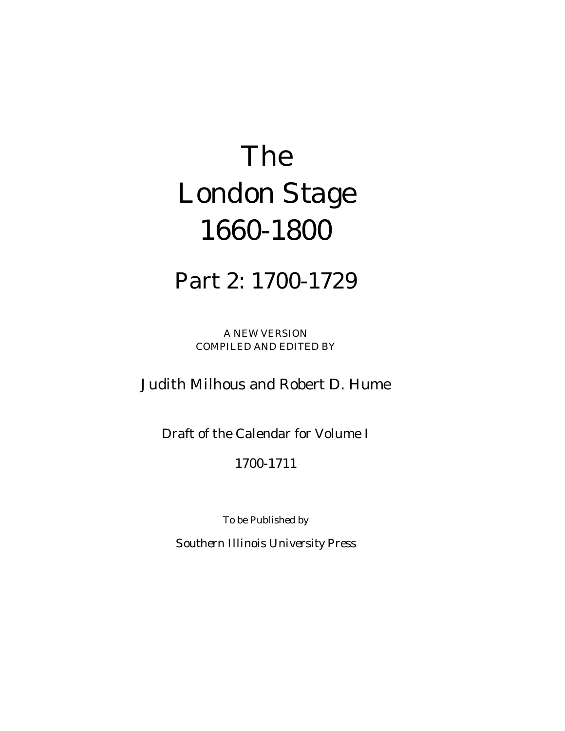# The London Stage 1660-1800

## Part 2: 1700-1729

A NEW VERSION
COMPILED AND EDITED BY

Judith Milhous and Robert D. Hume

Draft of the Calendar for Volume I

1700-1711

To be Published by

Southern Illinois University Press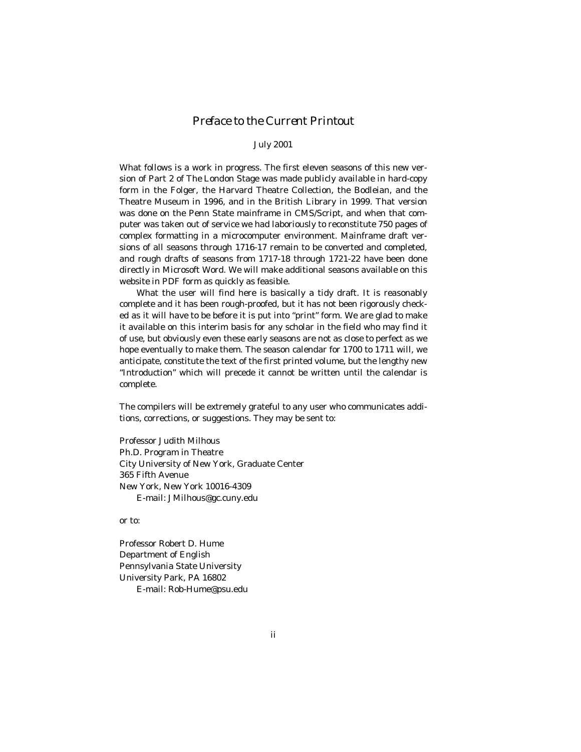# *Preface to the Current Printout*

July 2001

What follows is a work in progress. The first eleven seasons of this new version of Part 2 of The London Stage was made publicly available in hard-copy form in the Folger, the Harvard Theatre Collection, the Bodleian, and the Theatre Museum in 1996, and in the British Library in 1999. That version was done on the Penn State mainframe in CMS/Script, and when that computer was taken out of service we had laboriously to reconstitute 750 pages of complex formatting in a microcomputer environment. Mainframe draft versions of all seasons through 1716-17 remain to be converted and completed, and rough drafts of seasons from 1717-18 through 1721-22 have been done directly in Microsoft Word. We will make additional seasons available on this website in PDF form as quickly as feasible.

What the user will find here is basically a tidy draft. It is reasonably complete and it has been rough-proofed, but it has not been rigorously checked as it will have to be before it is put into "print" form. We are glad to make it available on this interim basis for any scholar in the field who may find it of use, but obviously even these early seasons are not as close to perfect as we hope eventually to make them. The season calendar for 1700 to 1711 will, we anticipate, constitute the text of the first printed volume, but the lengthy new "Introduction" which will precede it cannot be written until the calendar is complete.

The compilers will be extremely grateful to any user who communicates additions, corrections, or suggestions. They may be sent to:

Professor Judith Milhous
Ph.D. Program in Theatre
City University of New York, Graduate Center
365 Fifth Avenue
New York, New York 10016-4309
E-mail: JMilhous@gc.cuny.edu

or to:

Professor Robert D. Hume
Department of English
Pennsylvania State University
University Park, PA 16802
E-mail: Rob-Hume@psu.edu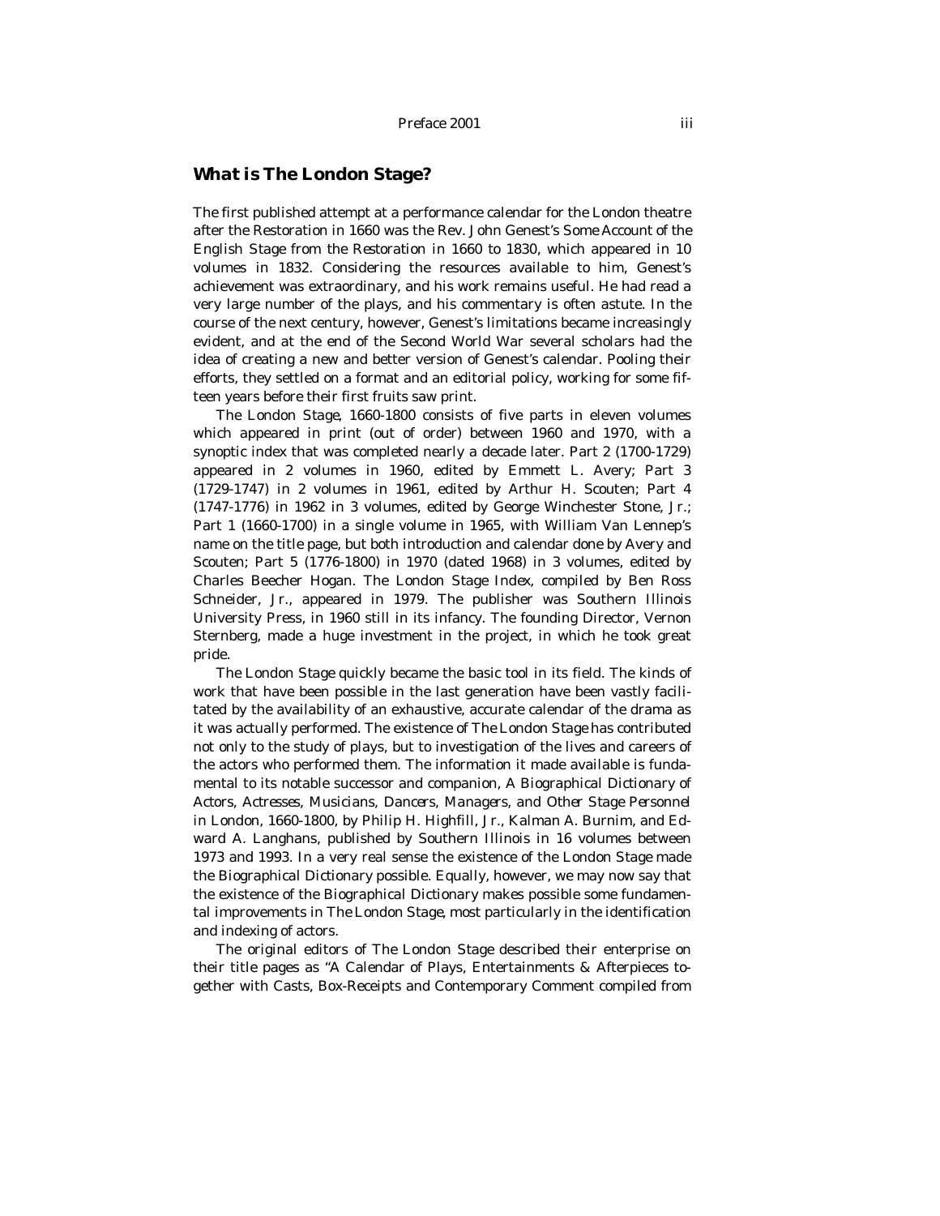## What is The London Stage?

The first published attempt at a performance calendar for the London theatre after the Restoration in 1660 was the Rev. John Genest's *Some Account of the English Stage from the Restoration in 1660 to 1830*, which appeared in 10 volumes in 1832. Considering the resources available to him, Genest's achievement was extraordinary, and his work remains useful. He had read a very large number of the plays, and his commentary is often astute. In the course of the next century, however, Genest's limitations became increasingly evident, and at the end of the Second World War several scholars had the idea of creating a new and better version of Genest's calendar. Pooling their efforts, they settled on a format and an editorial policy, working for some fifteen years before their first fruits saw print.

*The London Stage, 1660-1800* consists of five parts in eleven volumes which appeared in print (out of order) between 1960 and 1970, with a synoptic index that was completed nearly a decade later. Part 2 (1700-1729) appeared in 2 volumes in 1960, edited by Emmett L. Avery; Part 3 (1729-1747) in 2 volumes in 1961, edited by Arthur H. Scouten; Part 4 (1747-1776) in 1962 in 3 volumes, edited by George Winchester Stone, Jr.; Part 1 (1660-1700) in a single volume in 1965, with William Van Lennep's name on the title page, but both introduction and calendar done by Avery and Scouten; Part 5 (1776-1800) in 1970 (dated 1968) in 3 volumes, edited by Charles Beecher Hogan. *The London Stage Index*, compiled by Ben Ross Schneider, Jr., appeared in 1979. The publisher was Southern Illinois University Press, in 1960 still in its infancy. The founding Director, Vernon Sternberg, made a huge investment in the project, in which he took great pride.

*The London Stage* quickly became the basic tool in its field. The kinds of work that have been possible in the last generation have been vastly facilitated by the availability of an exhaustive, accurate calendar of the drama as it was actually performed. The existence of *The London Stage* has contributed not only to the study of plays, but to investigation of the lives and careers of the actors who performed them. The information it made available is fundamental to its notable successor and companion, *A Biographical Dictionary of Actors, Actresses, Musicians, Dancers, Managers, and Other Stage Personnel in London, 1660-1800*, by Philip H. Highfill, Jr., Kalman A. Burnim, and Edward A. Langhans, published by Southern Illinois in 16 volumes between 1973 and 1993. In a very real sense the existence of the *London Stage* made the *Biographical Dictionary* possible. Equally, however, we may now say that the existence of the *Biographical Dictionary* makes possible some fundamental improvements in *The London Stage*, most particularly in the identification and indexing of actors.

The original editors of *The London Stage* described their enterprise on their title pages as "A Calendar of Plays, Entertainments & Afterpieces together with Casts, Box-Receipts and Contemporary Comment compiled from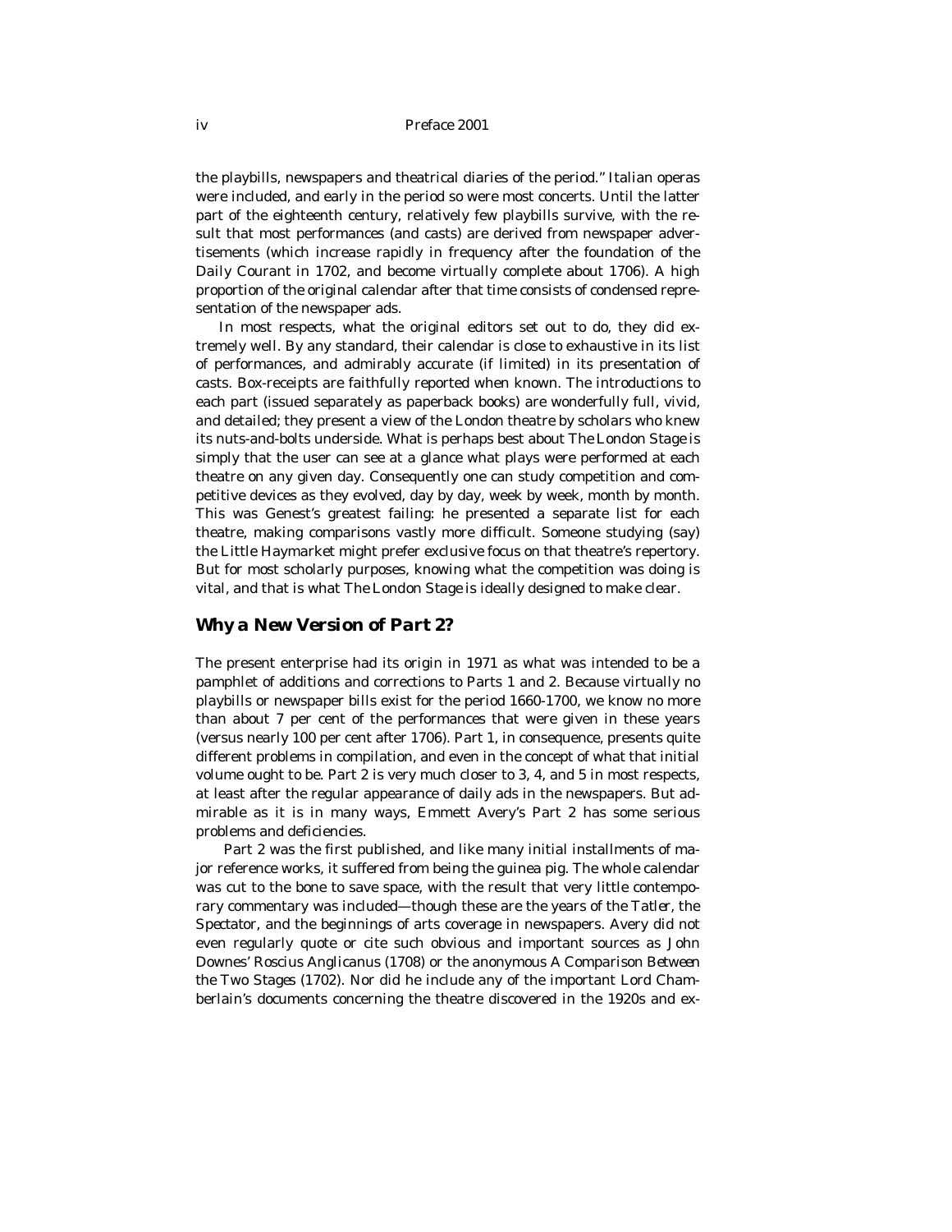the playbills, newspapers and theatrical diaries of the period." Italian operas were included, and early in the period so were most concerts. Until the latter part of the eighteenth century, relatively few playbills survive, with the result that most performances (and casts) are derived from newspaper advertisements (which increase rapidly in frequency after the foundation of the *Daily Courant* in 1702, and become virtually complete about 1706). A high proportion of the original calendar after that time consists of condensed representation of the newspaper ads.

In most respects, what the original editors set out to do, they did extremely well. By any standard, their calendar is close to exhaustive in its list of performances, and admirably accurate (if limited) in its presentation of casts. Box-receipts are faithfully reported when known. The introductions to each part (issued separately as paperback books) are wonderfully full, vivid, and detailed; they present a view of the London theatre by scholars who knew its nuts-and-bolts underside. What is perhaps best about *The London Stage* is simply that the user can see at a glance what plays were performed at each theatre on any given day. Consequently one can study competition and competitive devices as they evolved, day by day, week by week, month by month. This was Genest's greatest failing: he presented a separate list for each theatre, making comparisons vastly more difficult. Someone studying (say) the Little Haymarket might prefer exclusive focus on that theatre's repertory. But for most scholarly purposes, knowing what the competition was doing is vital, and that is what *The London Stage* is ideally designed to make clear.

## Why a New Version of *Part 2*?

The present enterprise had its origin in 1971 as what was intended to be a pamphlet of additions and corrections to Parts 1 and 2. Because virtually no playbills or newspaper bills exist for the period 1660-1700, we know no more than about 7 per cent of the performances that were given in these years (versus nearly 100 per cent after 1706). Part 1, in consequence, presents quite different problems in compilation, and even in the concept of what that initial volume ought to be. Part 2 is very much closer to 3, 4, and 5 in most respects, at least after the regular appearance of daily ads in the newspapers. But admirable as it is in many ways, Emmett Avery's Part 2 has some serious problems and deficiencies.

Part 2 was the first published, and like many initial installments of major reference works, it suffered from being the guinea pig. The whole calendar was cut to the bone to save space, with the result that very little contemporary commentary was included—though these are the years of the *Tatler*, the *Spectator*, and the beginnings of arts coverage in newspapers. Avery did not even regularly quote or cite such obvious and important sources as John Downes' *Roscius Anglicanus* (1708) or the anonymous *A Comparison Between the Two Stages* (1702). Nor did he include any of the important Lord Chamberlain's documents concerning the theatre discovered in the 1920s and ex-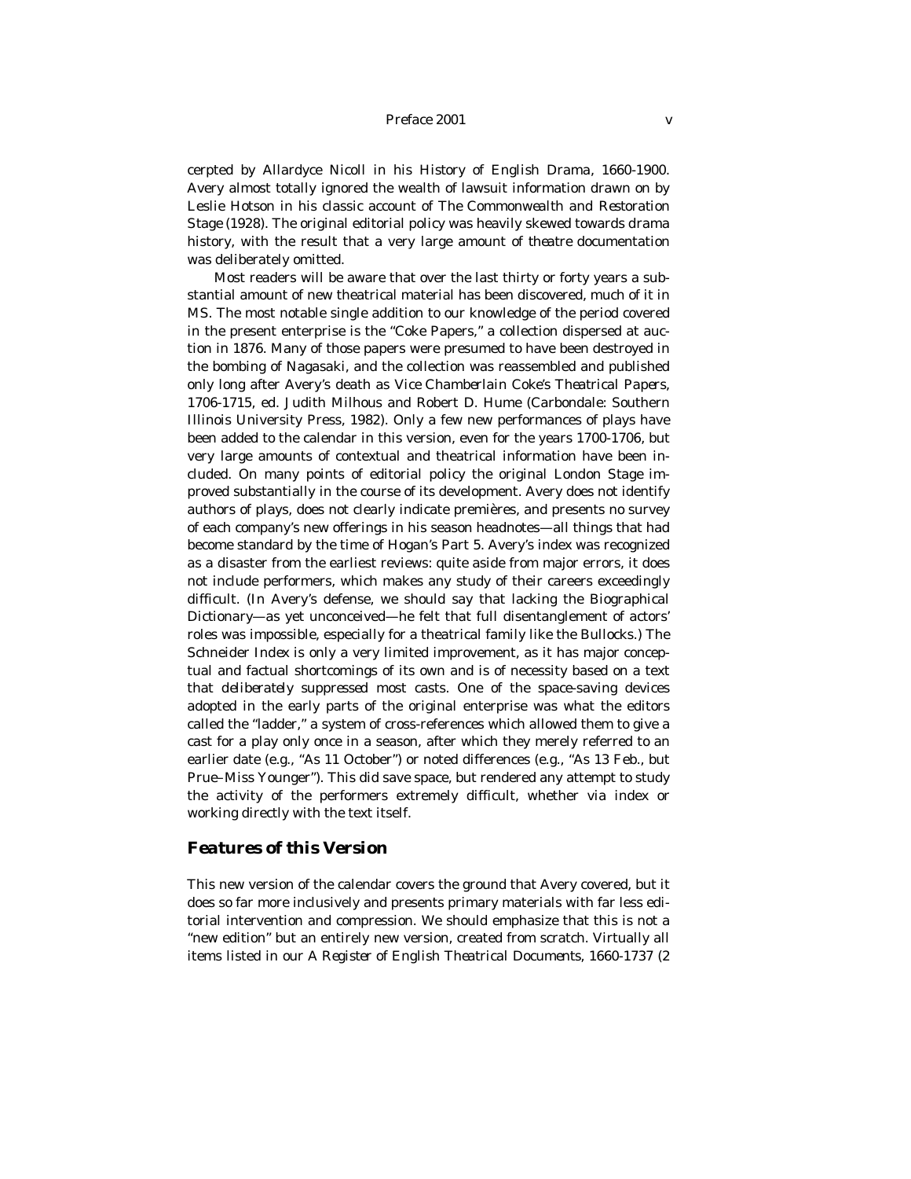cerpted by Allardyce Nicoll in his *History of English Drama, 1660-1900*. Avery almost totally ignored the wealth of lawsuit information drawn on by Leslie Hotson in his classic account of *The Commonwealth and Restoration Stage* (1928). The original editorial policy was heavily skewed towards drama history, with the result that a very large amount of theatre documentation was deliberately omitted.

Most readers will be aware that over the last thirty or forty years a substantial amount of new theatrical material has been discovered, much of it in MS. The most notable single addition to our knowledge of the period covered in the present enterprise is the "Coke Papers," a collection dispersed at auction in 1876. Many of those papers were presumed to have been destroyed in the bombing of Nagasaki, and the collection was reassembled and published only long after Avery's death as *Vice Chamberlain Coke's Theatrical Papers, 1706-1715*, ed. Judith Milhous and Robert D. Hume (Carbondale: Southern Illinois University Press, 1982). Only a few new performances of plays have been added to the calendar in this version, even for the years 1700-1706, but very large amounts of contextual and theatrical information have been included. On many points of editorial policy the original *London Stage* improved substantially in the course of its development. Avery does not identify authors of plays, does not clearly indicate premières, and presents no survey of each company's new offerings in his season headnotes—all things that had become standard by the time of Hogan's Part 5. Avery's index was recognized as a disaster from the earliest reviews: quite aside from major errors, it does not include performers, which makes any study of their careers exceedingly difficult. (In Avery's defense, we should say that lacking the *Biographical Dictionary*—as yet unconceived—he felt that full disentanglement of actors' roles was impossible, especially for a theatrical family like the Bullocks.) The Schneider *Index* is only a very limited improvement, as it has major conceptual and factual shortcomings of its own and is of necessity based on a text that *deliberately* suppressed most casts. One of the space-saving devices adopted in the early parts of the original enterprise was what the editors called the "ladder," a system of cross-references which allowed them to give a cast for a play only once in a season, after which they merely referred to an earlier date (e.g., "As 11 October") or noted differences (e.g., "As 13 Feb., but Prue–Miss Younger"). This did save space, but rendered any attempt to study the activity of the performers extremely difficult, whether via index or working directly with the text itself.

## Features of this Version

This new version of the calendar covers the ground that Avery covered, but it does so far more inclusively and presents primary materials with far less editorial intervention and compression. We should emphasize that this is not a "new edition" but an entirely new version, created from scratch. Virtually all items listed in our *A Register of English Theatrical Documents, 1660-1737* (2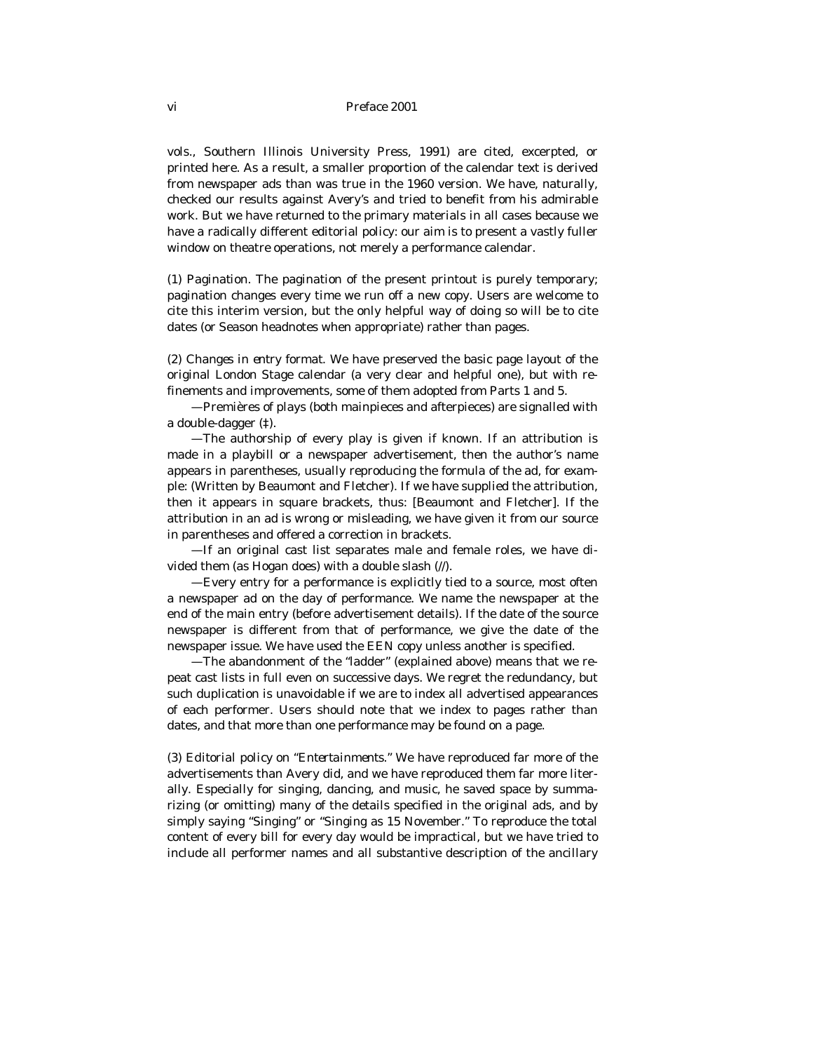vols., Southern Illinois University Press, 1991) are cited, excerpted, or printed here. As a result, a smaller proportion of the calendar text is derived from newspaper ads than was true in the 1960 version. We have, naturally, checked our results against Avery's and tried to benefit from his admirable work. But we have returned to the primary materials in all cases because we have a radically different editorial policy: our aim is to present a vastly fuller window on theatre operations, not merely a performance calendar.

(1) *Pagination*. The pagination of the present printout is purely temporary; pagination changes every time we run off a new copy. Users are welcome to cite this interim version, but the only helpful way of doing so will be to cite dates (or Season headnotes when appropriate) rather than pages.

(2) *Changes in entry format*. We have preserved the basic page layout of the original London Stage calendar (a very clear and helpful one), but with refinements and improvements, some of them adopted from Parts 1 and 5.

—Premières of plays (both mainpieces and afterpieces) are signalled with a double-dagger (‡).

—The authorship of every play is given if known. If an attribution is made in a playbill or a newspaper advertisement, then the author's name appears in parentheses, usually reproducing the formula of the ad, for example: (Written by Beaumont and Fletcher). If we have supplied the attribution, then it appears in square brackets, thus: [Beaumont and Fletcher]. If the attribution in an ad is wrong or misleading, we have given it from our source in parentheses and offered a correction in brackets.

—If an original cast list separates male and female roles, we have divided them (as Hogan does) with a double slash (//).

—Every entry for a performance is explicitly tied to a source, most often a newspaper ad on the day of performance. We name the newspaper at the end of the main entry (before advertisement details). If the date of the source newspaper is different from that of performance, we give the date of the newspaper issue. We have used the EEN copy unless another is specified.

—The abandonment of the "ladder" (explained above) means that we repeat cast lists in full even on successive days. We regret the redundancy, but such duplication is unavoidable if we are to index all advertised appearances of each performer. Users should note that we index to pages rather than dates, and that more than one performance may be found on a page.

(3) *Editorial policy on "Entertainments."* We have reproduced far more of the advertisements than Avery did, and we have reproduced them far more literally. Especially for singing, dancing, and music, he saved space by summarizing (or omitting) many of the details specified in the original ads, and by simply saying "Singing" or "Singing as 15 November." To reproduce the total content of every bill for every day would be impractical, but we have tried to include all performer names and all substantive description of the ancillary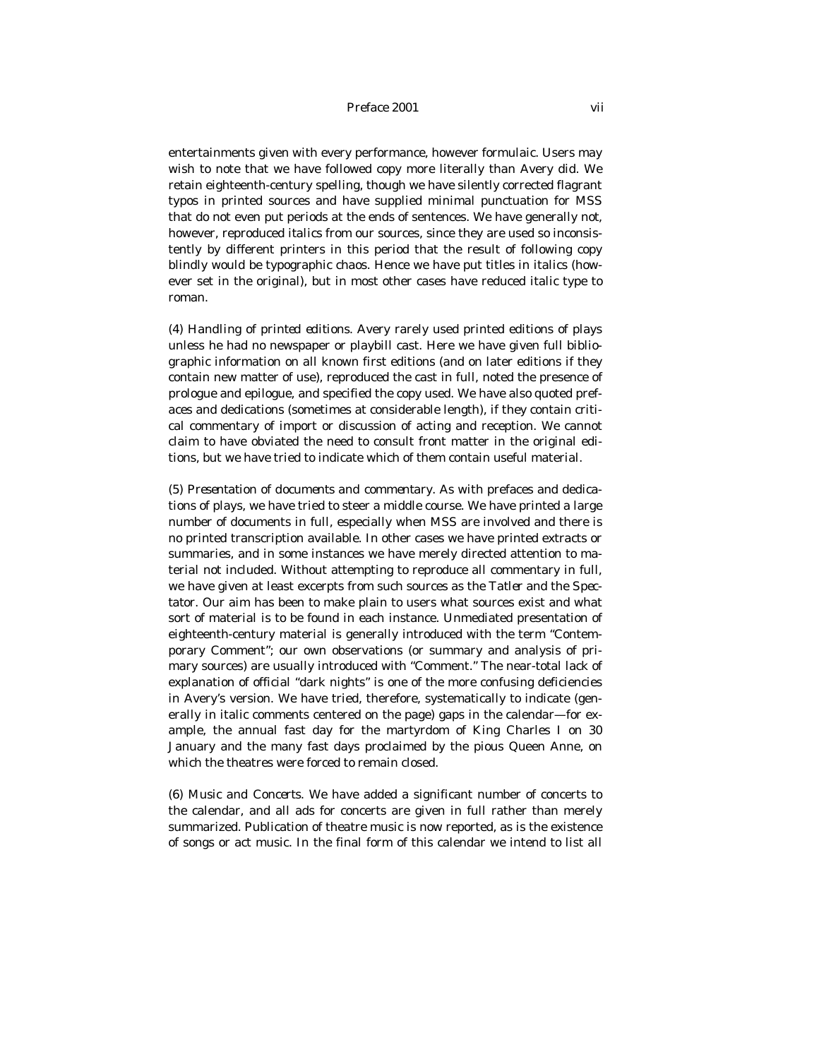entertainments given with every performance, however formulaic. Users may wish to note that we have followed copy more literally than Avery did. We retain eighteenth-century spelling, though we have silently corrected flagrant typos in printed sources and have supplied minimal punctuation for MSS that do not even put periods at the ends of sentences. We have generally not, however, reproduced italics from our sources, since they are used so inconsistently by different printers in this period that the result of following copy blindly would be typographic chaos. Hence we have put titles in italics (however set in the original), but in most other cases have reduced italic type to roman.

(4) *Handling of printed editions.* Avery rarely used printed editions of plays unless he had no newspaper or playbill cast. Here we have given full bibliographic information on all known first editions (and on later editions if they contain new matter of use), reproduced the cast in full, noted the presence of prologue and epilogue, and specified the copy used. We have also quoted prefaces and dedications (sometimes at considerable length), if they contain critical commentary of import or discussion of acting and reception. We cannot claim to have obviated the need to consult front matter in the original editions, but we have tried to indicate which of them contain useful material.

(5) *Presentation of documents and commentary.* As with prefaces and dedications of plays, we have tried to steer a middle course. We have printed a large number of documents in full, especially when MSS are involved and there is no printed transcription available. In other cases we have printed extracts or summaries, and in some instances we have merely directed attention to material not included. Without attempting to reproduce all commentary in full, we have given at least excerpts from such sources as the *Tatler* and the *Spectator*. Our aim has been to make plain to users what sources exist and what sort of material is to be found in each instance. Unmediated presentation of eighteenth-century material is generally introduced with the term "Contemporary Comment"; our own observations (or summary and analysis of primary sources) are usually introduced with "Comment." The near-total lack of explanation of official "dark nights" is one of the more confusing deficiencies in Avery's version. We have tried, therefore, systematically to indicate (generally in italic comments centered on the page) gaps in the calendar—for example, the annual fast day for the martyrdom of King Charles I on 30 January and the many fast days proclaimed by the pious Queen Anne, on which the theatres were forced to remain closed.

(6) *Music and Concerts.* We have added a significant number of concerts to the calendar, and all ads for concerts are given in full rather than merely summarized. Publication of theatre music is now reported, as is the existence of songs or act music. In the final form of this calendar we intend to list all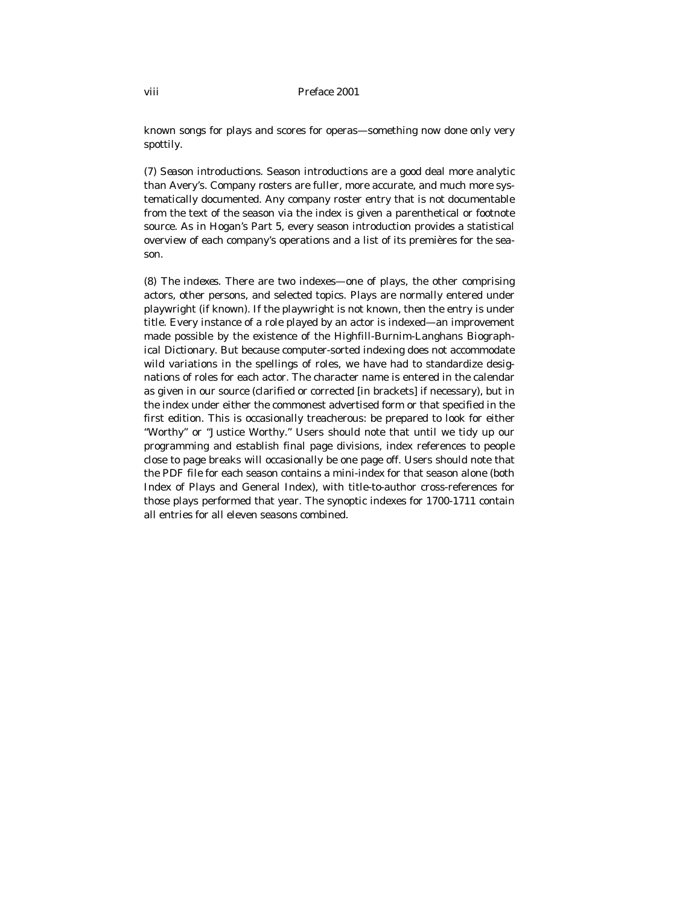known songs for plays and scores for operas—something now done only very spottily.

(7) Season introductions. Season introductions are a good deal more analytic than Avery's. Company rosters are fuller, more accurate, and much more systematically documented. Any company roster entry that is not documentable from the text of the season via the index is given a parenthetical or footnote source. As in Hogan's Part 5, every season introduction provides a statistical overview of each company's operations and a list of its premières for the season.

(8) The indexes. There are two indexes—one of plays, the other comprising actors, other persons, and selected topics. Plays are normally entered under playwright (if known). If the playwright is not known, then the entry is under title. Every instance of a role played by an actor is indexed—an improvement made possible by the existence of the Highfill-Burnim-Langhans Biographical Dictionary. But because computer-sorted indexing does not accommodate wild variations in the spellings of roles, we have had to standardize designations of roles for each actor. The character name is entered in the calendar as given in our source (clarified or corrected [in brackets] if necessary), but in the index under either the commonest advertised form or that specified in the first edition. This is occasionally treacherous: be prepared to look for either "Worthy" or "Justice Worthy." Users should note that until we tidy up our programming and establish final page divisions, index references to people close to page breaks will occasionally be one page off. Users should note that the PDF file for each season contains a mini-index for that season alone (both Index of Plays and General Index), with title-to-author cross-references for those plays performed that year. The synoptic indexes for 1700-1711 contain all entries for all eleven seasons combined.